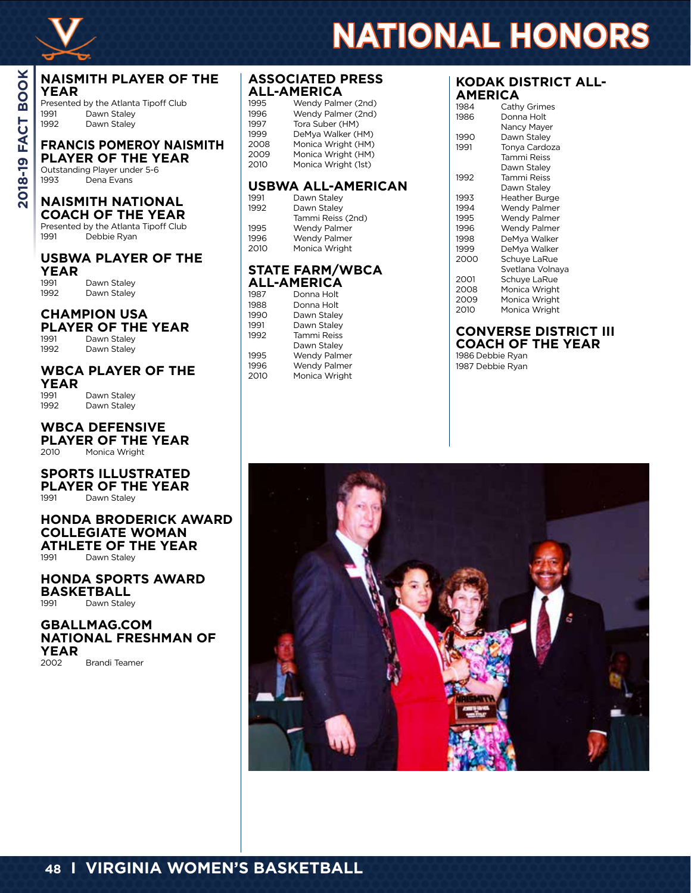# NATIONAL HONORS

## NAISMITH PLAYER OF THE YEAR

Presented by the Atlanta Tipoff Club

| | |
|---|---|
| 1991 | Dawn Staley |
| 1992 | Dawn Staley |

## FRANCIS POMEROY NAISMITH PLAYER OF THE YEAR

Outstanding Player under 5-6

| | |
|---|---|
| 1993 | Dena Evans |

## NAISMITH NATIONAL COACH OF THE YEAR

Presented by the Atlanta Tipoff Club

| | |
|---|---|
| 1991 | Debbie Ryan |

## USBWA PLAYER OF THE YEAR

| | |
|---|---|
| 1991 | Dawn Staley |
| 1992 | Dawn Staley |

## CHAMPION USA PLAYER OF THE YEAR

| | |
|---|---|
| 1991 | Dawn Staley |
| 1992 | Dawn Staley |

## WBCA PLAYER OF THE YEAR

| | |
|---|---|
| 1991 | Dawn Staley |
| 1992 | Dawn Staley |

## WBCA DEFENSIVE PLAYER OF THE YEAR

| | |
|---|---|
| 2010 | Monica Wright |

## SPORTS ILLUSTRATED PLAYER OF THE YEAR

| | |
|---|---|
| 1991 | Dawn Staley |

## HONDA BRODERICK AWARD COLLEGIATE WOMAN ATHLETE OF THE YEAR

| | |
|---|---|
| 1991 | Dawn Staley |

## HONDA SPORTS AWARD BASKETBALL

| | |
|---|---|
| 1991 | Dawn Staley |

## GBALLMAG.COM NATIONAL FRESHMAN OF YEAR

| | |
|---|---|
| 2002 | Brandi Teamer |

## ASSOCIATED PRESS ALL-AMERICA

| | |
|---|---|
| 1995 | Wendy Palmer (2nd) |
| 1996 | Wendy Palmer (2nd) |
| 1997 | Tora Suber (HM) |
| 1999 | DeMya Walker (HM) |
| 2008 | Monica Wright (HM) |
| 2009 | Monica Wright (HM) |
| 2010 | Monica Wright (1st) |

## USBWA ALL-AMERICAN

| | |
|---|---|
| 1991 | Dawn Staley |
| 1992 | Dawn Staley |
| | Tammi Reiss (2nd) |
| 1995 | Wendy Palmer |
| 1996 | Wendy Palmer |
| 2010 | Monica Wright |

## STATE FARM/WBCA ALL-AMERICA

| | |
|---|---|
| 1987 | Donna Holt |
| 1988 | Donna Holt |
| 1990 | Dawn Staley |
| 1991 | Dawn Staley |
| 1992 | Tammi Reiss |
| | Dawn Staley |
| 1995 | Wendy Palmer |
| 1996 | Wendy Palmer |
| 2010 | Monica Wright |

## KODAK DISTRICT ALL-AMERICA

| | |
|---|---|
| 1984 | Cathy Grimes |
| 1986 | Donna Holt |
| | Nancy Mayer |
| 1990 | Dawn Staley |
| 1991 | Tonya Cardoza |
| | Tammi Reiss |
| | Dawn Staley |
| 1992 | Tammi Reiss |
| | Dawn Staley |
| 1993 | Heather Burge |
| 1994 | Wendy Palmer |
| 1995 | Wendy Palmer |
| 1996 | Wendy Palmer |
| 1998 | DeMya Walker |
| 1999 | DeMya Walker |
| 2000 | Schuye LaRue |
| | Svetlana Volnaya |
| 2001 | Schuye LaRue |
| 2008 | Monica Wright |
| 2009 | Monica Wright |
| 2010 | Monica Wright |

## CONVERSE DISTRICT III COACH OF THE YEAR

1986 Debbie Ryan
1987 Debbie Ryan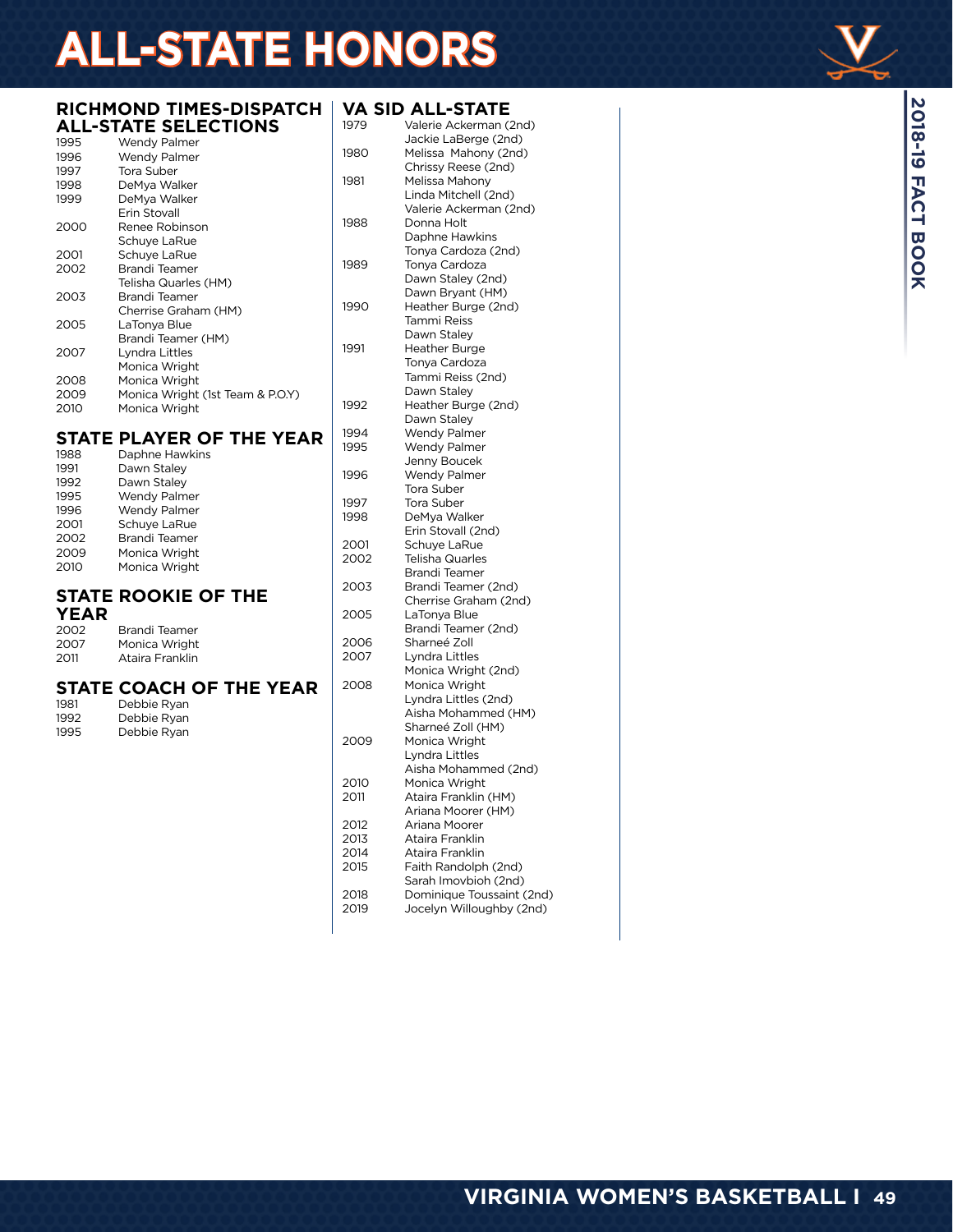# ALL-STATE HONORS

## RICHMOND TIMES-DISPATCH ALL-STATE SELECTIONS

| Year | Player |
|---|---|
| 1995 | Wendy Palmer |
| 1996 | Wendy Palmer |
| 1997 | Tora Suber |
| 1998 | DeMya Walker |
| 1999 | DeMya Walker |
| | Erin Stovall |
| 2000 | Renee Robinson |
| | Schuye LaRue |
| 2001 | Schuye LaRue |
| 2002 | Brandi Teamer |
| | Telisha Quarles (HM) |
| 2003 | Brandi Teamer |
| | Cherrise Graham (HM) |
| 2005 | LaTonya Blue |
| | Brandi Teamer (HM) |
| 2007 | Lyndra Littles |
| | Monica Wright |
| 2008 | Monica Wright |
| 2009 | Monica Wright (1st Team & P.O.Y) |
| 2010 | Monica Wright |

## STATE PLAYER OF THE YEAR

| Year | Player |
|---|---|
| 1988 | Daphne Hawkins |
| 1991 | Dawn Staley |
| 1992 | Dawn Staley |
| 1995 | Wendy Palmer |
| 1996 | Wendy Palmer |
| 2001 | Schuye LaRue |
| 2002 | Brandi Teamer |
| 2009 | Monica Wright |
| 2010 | Monica Wright |

## STATE ROOKIE OF THE YEAR

| Year | Player |
|---|---|
| 2002 | Brandi Teamer |
| 2007 | Monica Wright |
| 2011 | Ataira Franklin |

## STATE COACH OF THE YEAR

| Year | Coach |
|---|---|
| 1981 | Debbie Ryan |
| 1992 | Debbie Ryan |
| 1995 | Debbie Ryan |

## VA SID ALL-STATE

| Year | Player |
|---|---|
| 1979 | Valerie Ackerman (2nd) |
| | Jackie LaBerge (2nd) |
| 1980 | Melissa Mahony (2nd) |
| | Chrissy Reese (2nd) |
| 1981 | Melissa Mahony |
| | Linda Mitchell (2nd) |
| | Valerie Ackerman (2nd) |
| 1988 | Donna Holt |
| | Daphne Hawkins |
| | Tonya Cardoza (2nd) |
| 1989 | Tonya Cardoza |
| | Dawn Staley (2nd) |
| | Dawn Bryant (HM) |
| 1990 | Heather Burge (2nd) |
| | Tammi Reiss |
| | Dawn Staley |
| 1991 | Heather Burge |
| | Tonya Cardoza |
| | Tammi Reiss (2nd) |
| | Dawn Staley |
| 1992 | Heather Burge (2nd) |
| | Dawn Staley |
| 1994 | Wendy Palmer |
| 1995 | Wendy Palmer |
| | Jenny Boucek |
| 1996 | Wendy Palmer |
| | Tora Suber |
| 1997 | Tora Suber |
| 1998 | DeMya Walker |
| | Erin Stovall (2nd) |
| 2001 | Schuye LaRue |
| 2002 | Telisha Quarles |
| | Brandi Teamer |
| 2003 | Brandi Teamer (2nd) |
| | Cherrise Graham (2nd) |
| 2005 | LaTonya Blue |
| | Brandi Teamer (2nd) |
| 2006 | Sharneé Zoll |
| 2007 | Lyndra Littles |
| | Monica Wright (2nd) |
| 2008 | Monica Wright |
| | Lyndra Littles (2nd) |
| | Aisha Mohammed (HM) |
| | Sharneé Zoll (HM) |
| 2009 | Monica Wright |
| | Lyndra Littles |
| | Aisha Mohammed (2nd) |
| 2010 | Monica Wright |
| 2011 | Ataira Franklin (HM) |
| | Ariana Moorer (HM) |
| 2012 | Ariana Moorer |
| 2013 | Ataira Franklin |
| 2014 | Ataira Franklin |
| 2015 | Faith Randolph (2nd) |
| | Sarah Imovbioh (2nd) |
| 2018 | Dominique Toussaint (2nd) |
| 2019 | Jocelyn Willoughby (2nd) |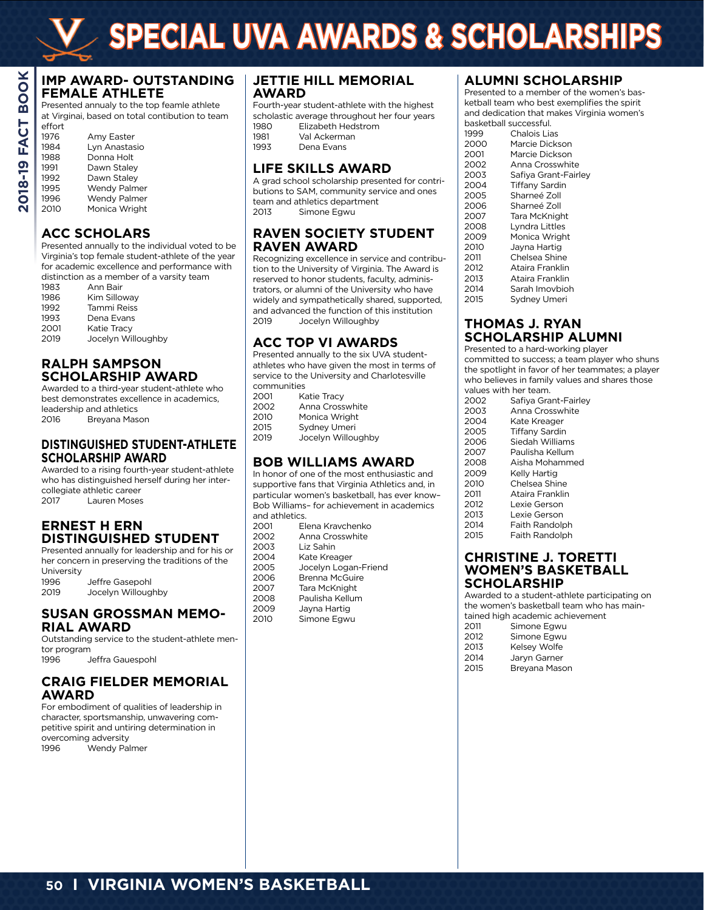# SPECIAL UVA AWARDS & SCHOLARSHIPS

## IMP AWARD- OUTSTANDING FEMALE ATHLETE

Presented annualy to the top feamle athlete at Virginai, based on total contibution to team effort

| | |
|---|---|
| 1976 | Amy Easter |
| 1984 | Lyn Anastasio |
| 1988 | Donna Holt |
| 1991 | Dawn Staley |
| 1992 | Dawn Staley |
| 1995 | Wendy Palmer |
| 1996 | Wendy Palmer |
| 2010 | Monica Wright |

## ACC SCHOLARS

Presented annually to the individual voted to be Virginia's top female student-athlete of the year for academic excellence and performance with distinction as a member of a varsity team

| | |
|---|---|
| 1983 | Ann Bair |
| 1986 | Kim Silloway |
| 1992 | Tammi Reiss |
| 1993 | Dena Evans |
| 2001 | Katie Tracy |
| 2019 | Jocelyn Willoughby |

## RALPH SAMPSON SCHOLARSHIP AWARD

Awarded to a third-year student-athlete who best demonstrates excellence in academics, leadership and athletics

| | |
|---|---|
| 2016 | Breyana Mason |

## DISTINGUISHED STUDENT-ATHLETE SCHOLARSHIP AWARD

Awarded to a rising fourth-year student-athlete who has distinguished herself during her inter-collegiate athletic career

| | |
|---|---|
| 2017 | Lauren Moses |

## ERNEST H ERN DISTINGUISHED STUDENT

Presented annually for leadership and for his or her concern in preserving the traditions of the University

| | |
|---|---|
| 1996 | Jeffre Gasepohl |
| 2019 | Jocelyn Willoughby |

## SUSAN GROSSMAN MEMORIAL AWARD

Outstanding service to the student-athlete mentor program

| | |
|---|---|
| 1996 | Jeffra Gauespohl |

## CRAIG FIELDER MEMORIAL AWARD

For embodiment of qualities of leadership in character, sportsmanship, unwavering competitive spirit and untiring determination in overcoming adversity

| | |
|---|---|
| 1996 | Wendy Palmer |

## JETTIE HILL MEMORIAL AWARD

Fourth-year student-athlete with the highest scholastic average throughout her four years

| | |
|---|---|
| 1980 | Elizabeth Hedstrom |
| 1981 | Val Ackerman |
| 1993 | Dena Evans |

## LIFE SKILLS AWARD

A grad school scholarship presented for contributions to SAM, community service and ones team and athletics department

| | |
|---|---|
| 2013 | Simone Egwu |

## RAVEN SOCIETY STUDENT RAVEN AWARD

Recognizing excellence in service and contribution to the University of Virginia. The Award is reserved to honor students, faculty, administrators, or alumni of the University who have widely and sympathetically shared, supported, and advanced the function of this institution

| | |
|---|---|
| 2019 | Jocelyn Willoughby |

## ACC TOP VI AWARDS

Presented annually to the six UVA student-athletes who have given the most in terms of service to the University and Charlotesville communities

| | |
|---|---|
| 2001 | Katie Tracy |
| 2002 | Anna Crosswhite |
| 2010 | Monica Wright |
| 2015 | Sydney Umeri |
| 2019 | Jocelyn Willoughby |

## BOB WILLIAMS AWARD

In honor of one of the most enthusiastic and supportive fans that Virginia Athletics and, in particular women's basketball, has ever know– Bob Williams– for achievement in academics and athletics.

| | |
|---|---|
| 2001 | Elena Kravchenko |
| 2002 | Anna Crosswhite |
| 2003 | Liz Sahin |
| 2004 | Kate Kreager |
| 2005 | Jocelyn Logan-Friend |
| 2006 | Brenna McGuire |
| 2007 | Tara McKnight |
| 2008 | Paulisha Kellum |
| 2009 | Jayna Hartig |
| 2010 | Simone Egwu |

## ALUMNI SCHOLARSHIP

Presented to a member of the women's basketball team who best exemplifies the spirit and dedication that makes Virginia women's basketball successful.

| | |
|---|---|
| 1999 | Chalois Lias |
| 2000 | Marcie Dickson |
| 2001 | Marcie Dickson |
| 2002 | Anna Crosswhite |
| 2003 | Safiya Grant-Fairley |
| 2004 | Tiffany Sardin |
| 2005 | Sharneé Zoll |
| 2006 | Sharneé Zoll |
| 2007 | Tara McKnight |
| 2008 | Lyndra Littles |
| 2009 | Monica Wright |
| 2010 | Jayna Hartig |
| 2011 | Chelsea Shine |
| 2012 | Ataira Franklin |
| 2013 | Ataira Franklin |
| 2014 | Sarah Imovbioh |
| 2015 | Sydney Umeri |

## THOMAS J. RYAN SCHOLARSHIP ALUMNI

Presented to a hard-working player committed to success; a team player who shuns the spotlight in favor of her teammates; a player who believes in family values and shares those values with her team.

| | |
|---|---|
| 2002 | Safiya Grant-Fairley |
| 2003 | Anna Crosswhite |
| 2004 | Kate Kreager |
| 2005 | Tiffany Sardin |
| 2006 | Siedah Williams |
| 2007 | Paulisha Kellum |
| 2008 | Aisha Mohammed |
| 2009 | Kelly Hartig |
| 2010 | Chelsea Shine |
| 2011 | Ataira Franklin |
| 2012 | Lexie Gerson |
| 2013 | Lexie Gerson |
| 2014 | Faith Randolph |
| 2015 | Faith Randolph |

## CHRISTINE J. TORETTI WOMEN'S BASKETBALL SCHOLARSHIP

Awarded to a student-athlete participating on the women's basketball team who has maintained high academic achievement

| | |
|---|---|
| 2011 | Simone Egwu |
| 2012 | Simone Egwu |
| 2013 | Kelsey Wolfe |
| 2014 | Jaryn Garner |
| 2015 | Breyana Mason |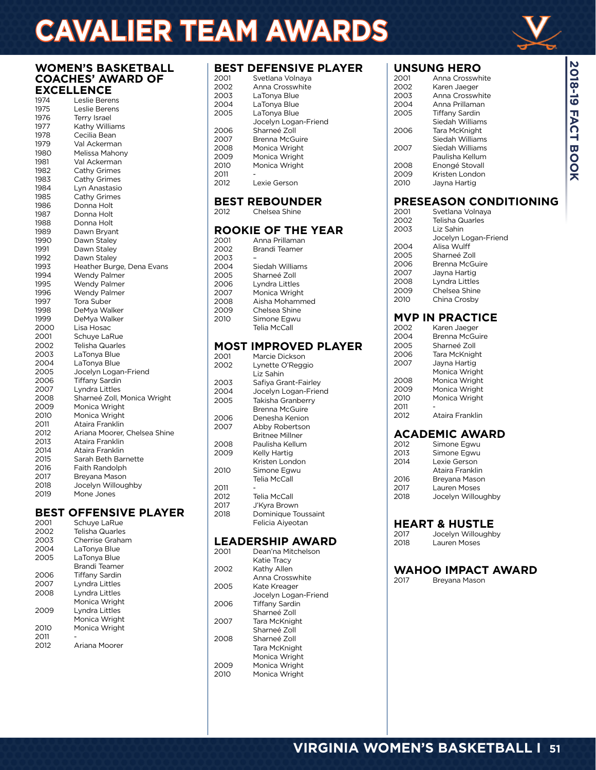// CAVALIER TEAM AWARDS

# CAVALIER TEAM AWARDS

## WOMEN'S BASKETBALL COACHES' AWARD OF EXCELLENCE

| | |
|---|---|
| 1974 | Leslie Berens |
| 1975 | Leslie Berens |
| 1976 | Terry Israel |
| 1977 | Kathy Williams |
| 1978 | Cecilia Bean |
| 1979 | Val Ackerman |
| 1980 | Melissa Mahony |
| 1981 | Val Ackerman |
| 1982 | Cathy Grimes |
| 1983 | Cathy Grimes |
| 1984 | Lyn Anastasio |
| 1985 | Cathy Grimes |
| 1986 | Donna Holt |
| 1987 | Donna Holt |
| 1988 | Donna Holt |
| 1989 | Dawn Bryant |
| 1990 | Dawn Staley |
| 1991 | Dawn Staley |
| 1992 | Dawn Staley |
| 1993 | Heather Burge, Dena Evans |
| 1994 | Wendy Palmer |
| 1995 | Wendy Palmer |
| 1996 | Wendy Palmer |
| 1997 | Tora Suber |
| 1998 | DeMya Walker |
| 1999 | DeMya Walker |
| 2000 | Lisa Hosac |
| 2001 | Schuye LaRue |
| 2002 | Telisha Quarles |
| 2003 | LaTonya Blue |
| 2004 | LaTonya Blue |
| 2005 | Jocelyn Logan-Friend |
| 2006 | Tiffany Sardin |
| 2007 | Lyndra Littles |
| 2008 | Sharneé Zoll, Monica Wright |
| 2009 | Monica Wright |
| 2010 | Monica Wright |
| 2011 | Ataira Franklin |
| 2012 | Ariana Moorer, Chelsea Shine |
| 2013 | Ataira Franklin |
| 2014 | Ataira Franklin |
| 2015 | Sarah Beth Barnette |
| 2016 | Faith Randolph |
| 2017 | Breyana Mason |
| 2018 | Jocelyn Willoughby |
| 2019 | Mone Jones |

## BEST OFFENSIVE PLAYER

| | |
|---|---|
| 2001 | Schuye LaRue |
| 2002 | Telisha Quarles |
| 2003 | Cherrise Graham |
| 2004 | LaTonya Blue |
| 2005 | LaTonya Blue<br>Brandi Teamer |
| 2006 | Tiffany Sardin |
| 2007 | Lyndra Littles |
| 2008 | Lyndra Littles<br>Monica Wright |
| 2009 | Lyndra Littles<br>Monica Wright |
| 2010 | Monica Wright |
| 2011 | - |
| 2012 | Ariana Moorer |

## BEST DEFENSIVE PLAYER

| | |
|---|---|
| 2001 | Svetlana Volnaya |
| 2002 | Anna Crosswhite |
| 2003 | LaTonya Blue |
| 2004 | LaTonya Blue |
| 2005 | LaTonya Blue<br>Jocelyn Logan-Friend |
| 2006 | Sharneé Zoll |
| 2007 | Brenna McGuire |
| 2008 | Monica Wright |
| 2009 | Monica Wright |
| 2010 | Monica Wright |
| 2011 | - |
| 2012 | Lexie Gerson |

## BEST REBOUNDER

| | |
|---|---|
| 2012 | Chelsea Shine |

## ROOKIE OF THE YEAR

| | |
|---|---|
| 2001 | Anna Prillaman |
| 2002 | Brandi Teamer |
| 2003 | – |
| 2004 | Siedah Williams |
| 2005 | Sharneé Zoll |
| 2006 | Lyndra Littles |
| 2007 | Monica Wright |
| 2008 | Aisha Mohammed |
| 2009 | Chelsea Shine |
| 2010 | Simone Egwu<br>Telia McCall |

## MOST IMPROVED PLAYER

| | |
|---|---|
| 2001 | Marcie Dickson |
| 2002 | Lynette O'Reggio<br>Liz Sahin |
| 2003 | Safiya Grant-Fairley |
| 2004 | Jocelyn Logan-Friend |
| 2005 | Takisha Granberry<br>Brenna McGuire |
| 2006 | Denesha Kenion |
| 2007 | Abby Robertson<br>Britnee Millner |
| 2008 | Paulisha Kellum |
| 2009 | Kelly Hartig<br>Kristen London |
| 2010 | Simone Egwu<br>Telia McCall |
| 2011 | - |
| 2012 | Telia McCall |
| 2017 | J'Kyra Brown |
| 2018 | Dominique Toussaint<br>Felicia Aiyeotan |

## LEADERSHIP AWARD

| | |
|---|---|
| 2001 | Dean'na Mitchelson<br>Katie Tracy |
| 2002 | Kathy Allen<br>Anna Crosswhite |
| 2005 | Kate Kreager<br>Jocelyn Logan-Friend |
| 2006 | Tiffany Sardin<br>Sharneé Zoll |
| 2007 | Tara McKnight<br>Sharneé Zoll |
| 2008 | Sharneé Zoll<br>Tara McKnight<br>Monica Wright |
| 2009 | Monica Wright |
| 2010 | Monica Wright |

## UNSUNG HERO

| | |
|---|---|
| 2001 | Anna Crosswhite |
| 2002 | Karen Jaeger |
| 2003 | Anna Crosswhite |
| 2004 | Anna Prillaman |
| 2005 | Tiffany Sardin<br>Siedah Williams |
| 2006 | Tara McKnight<br>Siedah Williams |
| 2007 | Siedah Williams<br>Paulisha Kellum |
| 2008 | Enongé Stovall |
| 2009 | Kristen London |
| 2010 | Jayna Hartig |

## PRESEASON CONDITIONING

| | |
|---|---|
| 2001 | Svetlana Volnaya |
| 2002 | Telisha Quarles |
| 2003 | Liz Sahin<br>Jocelyn Logan-Friend |
| 2004 | Alisa Wulff |
| 2005 | Sharneé Zoll |
| 2006 | Brenna McGuire |
| 2007 | Jayna Hartig |
| 2008 | Lyndra Littles |
| 2009 | Chelsea Shine |
| 2010 | China Crosby |

## MVP IN PRACTICE

| | |
|---|---|
| 2002 | Karen Jaeger |
| 2004 | Brenna McGuire |
| 2005 | Sharneé Zoll |
| 2006 | Tara McKnight |
| 2007 | Jayna Hartig<br>Monica Wright |
| 2008 | Monica Wright |
| 2009 | Monica Wright |
| 2010 | Monica Wright |
| 2011 | - |
| 2012 | Ataira Franklin |

## ACADEMIC AWARD

| | |
|---|---|
| 2012 | Simone Egwu |
| 2013 | Simone Egwu |
| 2014 | Lexie Gerson<br>Ataira Franklin |
| 2016 | Breyana Mason |
| 2017 | Lauren Moses |
| 2018 | Jocelyn Willoughby |

## HEART & HUSTLE

| | |
|---|---|
| 2017 | Jocelyn Willoughby |
| 2018 | Lauren Moses |

## WAHOO IMPACT AWARD

| | |
|---|---|
| 2017 | Breyana Mason |